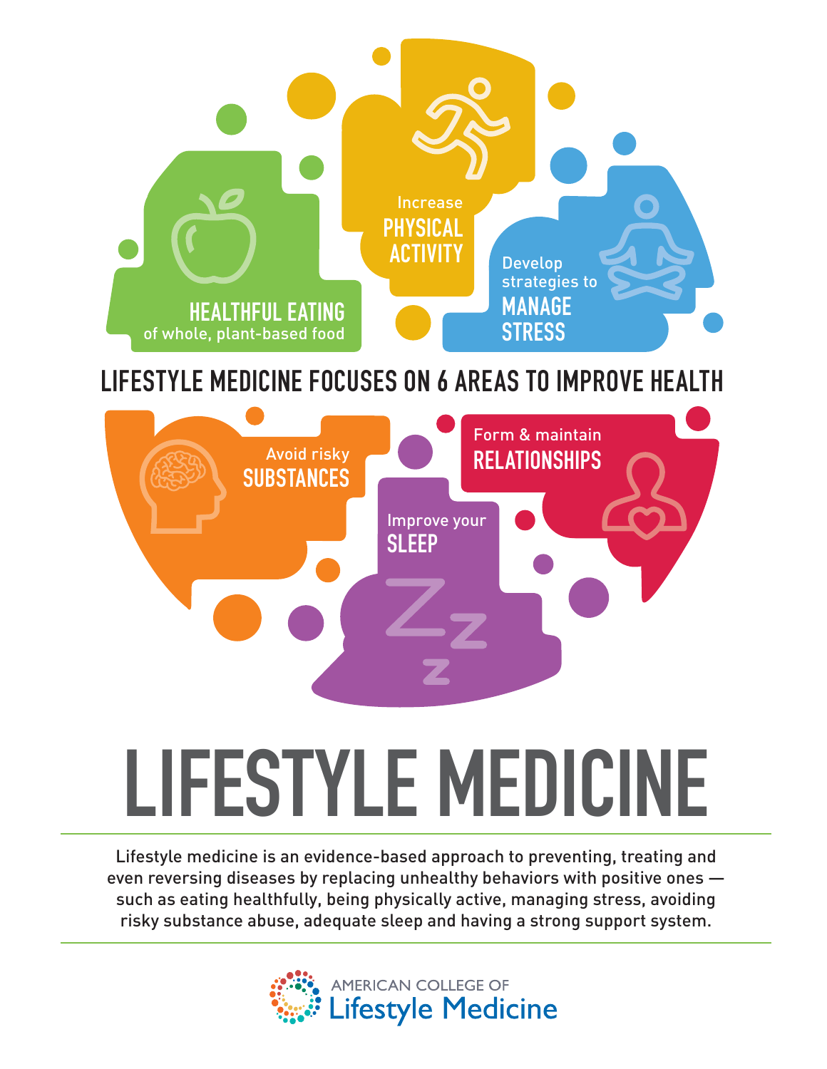Increase **PHYSICAL ACTIVITY**

**HEALTHFUL EATING** of whole, plant-based food

Develop strategies to **MANAGE STRESS**

## LIFESTYLE MEDICINE FOCUSES ON 6 AREAS TO IMPROVE HEALTH

Avoid risky **SUBSTANCES**

Form & maintain **RELATIONSHIPS**

Improve your **SLEEP**

# LIFESTYLE MEDICINE

Lifestyle medicine is an evidence-based approach to preventing, treating and even reversing diseases by replacing unhealthy behaviors with positive ones — such as eating healthfully, being physically active, managing stress, avoiding risky substance abuse, adequate sleep and having a strong support system.

AMERICAN COLLEGE OF Lifestyle Medicine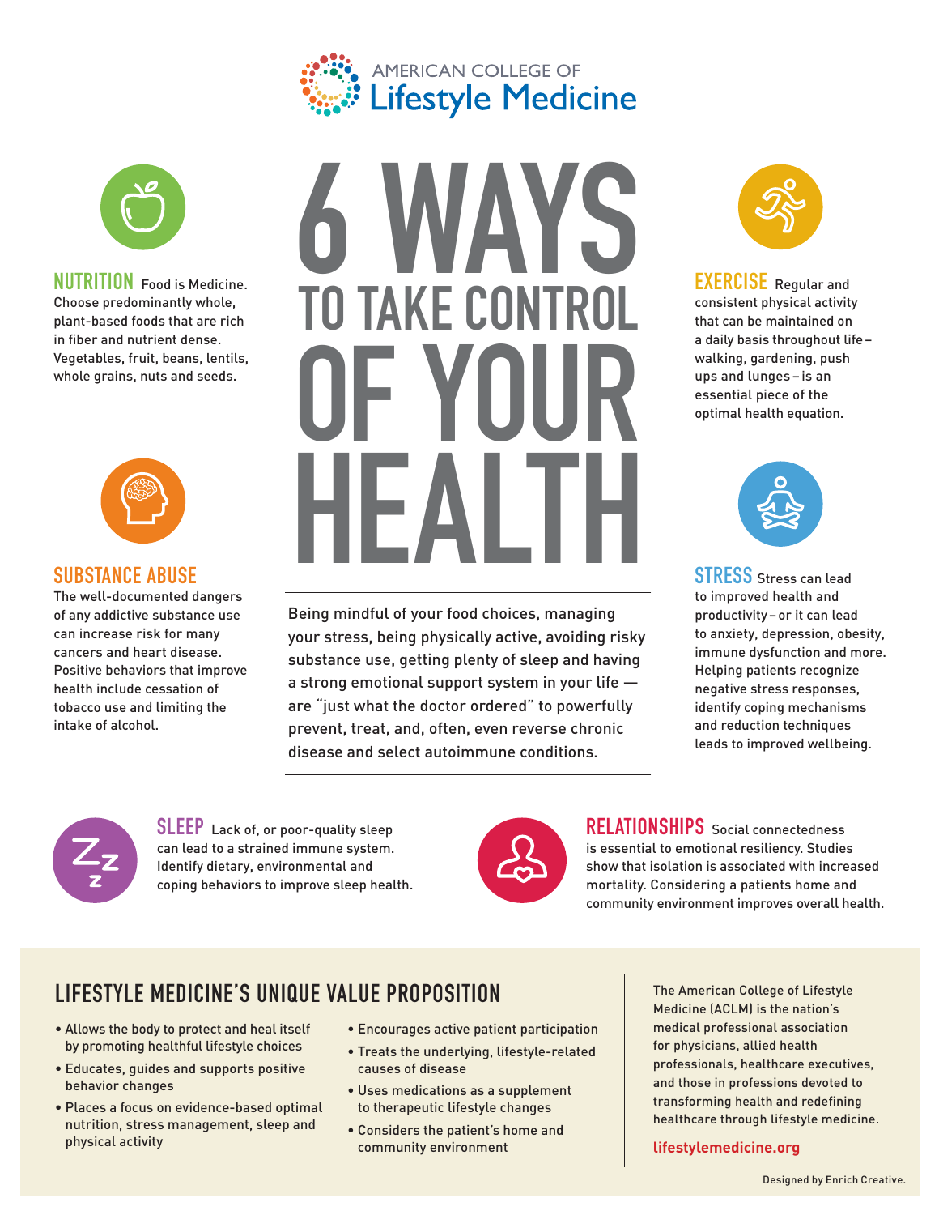AMERICAN COLLEGE OF Lifestyle Medicine

# 6 WAYS TO TAKE CONTROL OF YOUR HEALTH

Being mindful of your food choices, managing your stress, being physically active, avoiding risky substance use, getting plenty of sleep and having a strong emotional support system in your life — are "just what the doctor ordered" to powerfully prevent, treat, and, often, even reverse chronic disease and select autoimmune conditions.

**NUTRITION** Food is Medicine. Choose predominantly whole, plant-based foods that are rich in fiber and nutrient dense. Vegetables, fruit, beans, lentils, whole grains, nuts and seeds.

**EXERCISE** Regular and consistent physical activity that can be maintained on a daily basis throughout life – walking, gardening, push ups and lunges – is an essential piece of the optimal health equation.

**SUBSTANCE ABUSE** The well-documented dangers of any addictive substance use can increase risk for many cancers and heart disease. Positive behaviors that improve health include cessation of tobacco use and limiting the intake of alcohol.

**STRESS** Stress can lead to improved health and productivity – or it can lead to anxiety, depression, obesity, immune dysfunction and more. Helping patients recognize negative stress responses, identify coping mechanisms and reduction techniques leads to improved wellbeing.

**SLEEP** Lack of, or poor-quality sleep can lead to a strained immune system. Identify dietary, environmental and coping behaviors to improve sleep health.

**RELATIONSHIPS** Social connectedness is essential to emotional resiliency. Studies show that isolation is associated with increased mortality. Considering a patients home and community environment improves overall health.

## LIFESTYLE MEDICINE'S UNIQUE VALUE PROPOSITION

- Allows the body to protect and heal itself by promoting healthful lifestyle choices
- Educates, guides and supports positive behavior changes
- Places a focus on evidence-based optimal nutrition, stress management, sleep and physical activity
- Encourages active patient participation
- Treats the underlying, lifestyle-related causes of disease
- Uses medications as a supplement to therapeutic lifestyle changes
- Considers the patient's home and community environment

The American College of Lifestyle Medicine (ACLM) is the nation's medical professional association for physicians, allied health professionals, healthcare executives, and those in professions devoted to transforming health and redefining healthcare through lifestyle medicine.

**lifestylemedicine.org**

Designed by Enrich Creative.